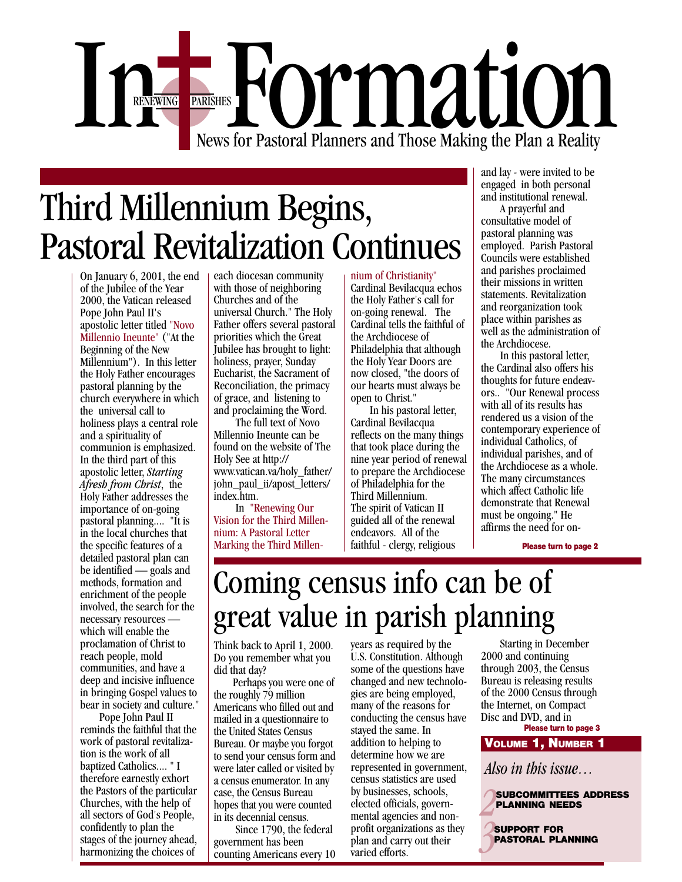# In Formation

RENEWING PARISHES

News for Pastoral Planners and Those Making the Plan a Reality

## Third Millennium Begins, Pastoral Revitalization Continues

On January 6, 2001, the end of the Jubilee of the Year 2000, the Vatican released Pope John Paul II's apostolic letter titled "Novo Millennio Ineunte" ("At the Beginning of the New Millennium"). In this letter the Holy Father encourages pastoral planning by the church everywhere in which the universal call to holiness plays a central role and a spirituality of communion is emphasized. In the third part of this apostolic letter, *Starting Afresh from Christ*, the Holy Father addresses the importance of on-going pastoral planning.... "It is in the local churches that the specific features of a detailed pastoral plan can be identified — goals and methods, formation and enrichment of the people involved, the search for the necessary resources — which will enable the proclamation of Christ to reach people, mold communities, and have a deep and incisive influence in bringing Gospel values to bear in society and culture."

Pope John Paul II reminds the faithful that the work of pastoral revitalization is the work of all baptized Catholics.... " I therefore earnestly exhort the Pastors of the particular Churches, with the help of all sectors of God's People, confidently to plan the stages of the journey ahead, harmonizing the choices of each diocesan community with those of neighboring Churches and of the universal Church." The Holy Father offers several pastoral priorities which the Great Jubilee has brought to light: holiness, prayer, Sunday Eucharist, the Sacrament of Reconciliation, the primacy of grace, and listening to and proclaiming the Word.

The full text of Novo Millennio Ineunte can be found on the website of The Holy See at http://www.vatican.va/holy_father/john_paul_ii/apost_letters/index.htm.

In "Renewing Our Vision for the Third Millennium: A Pastoral Letter Marking the Third Millennium of Christianity" Cardinal Bevilacqua echos the Holy Father's call for on-going renewal. The Cardinal tells the faithful of the Archdiocese of Philadelphia that although the Holy Year Doors are now closed, "the doors of our hearts must always be open to Christ."

In his pastoral letter, Cardinal Bevilacqua reflects on the many things that took place during the nine year period of renewal to prepare the Archdiocese of Philadelphia for the Third Millennium. The spirit of Vatican II guided all of the renewal endeavors. All of the faithful - clergy, religious and lay - were invited to be engaged in both personal and institutional renewal.

A prayerful and consultative model of pastoral planning was employed. Parish Pastoral Councils were established and parishes proclaimed their missions in written statements. Revitalization and reorganization took place within parishes as well as the administration of the Archdiocese.

In this pastoral letter, the Cardinal also offers his thoughts for future endeavors.. "Our Renewal process with all of its results has rendered us a vision of the contemporary experience of individual Catholics, of individual parishes, and of the Archdiocese as a whole. The many circumstances which affect Catholic life demonstrate that Renewal must be ongoing." He affirms the need for on-

**Please turn to page 2**

## Coming census info can be of great value in parish planning

Think back to April 1, 2000. Do you remember what you did that day?

Perhaps you were one of the roughly 79 million Americans who filled out and mailed in a questionnaire to the United States Census Bureau. Or maybe you forgot to send your census form and were later called or visited by a census enumerator. In any case, the Census Bureau hopes that you were counted in its decennial census.

Since 1790, the federal government has been counting Americans every 10 years as required by the U.S. Constitution. Although some of the questions have changed and new technologies are being employed, many of the reasons for conducting the census have stayed the same. In addition to helping to determine how we are represented in government, census statistics are used by businesses, schools, elected officials, governmental agencies and non-profit organizations as they plan and carry out their varied efforts.

Starting in December 2000 and continuing through 2003, the Census Bureau is releasing results of the 2000 Census through the Internet, on Compact Disc and DVD, and in

**Please turn to page 3**

**VOLUME 1, NUMBER 1**

*Also in this issue…*

2 **SUBCOMMITTEES ADDRESS PLANNING NEEDS**

3 **SUPPORT FOR PASTORAL PLANNING**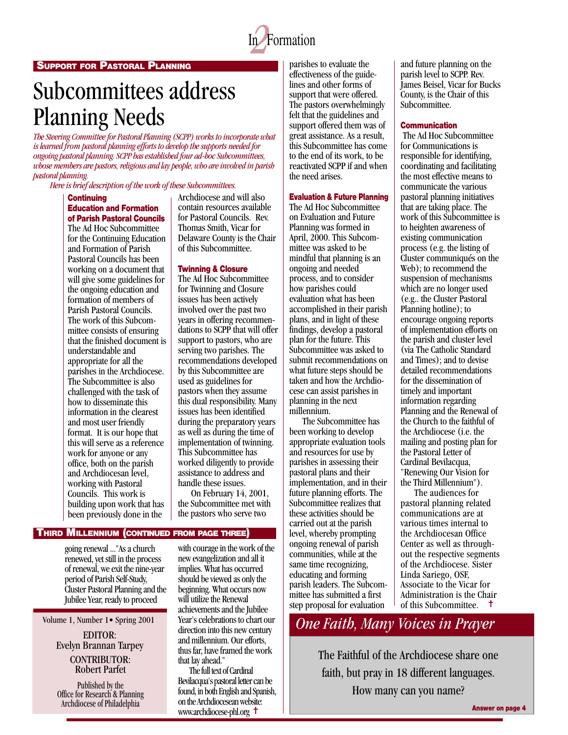## SUPPORT FOR PASTORAL PLANNING

# Subcommittees address Planning Needs

*The Steering Committee for Pastoral Planning (SCPP) works to incorporate what is learned from pastoral planning efforts to develop the supports needed for ongoing pastoral planning. SCPP has established four ad-hoc Subcommittees, whose members are pastors, religious and lay people, who are involved in parish pastoral planning.*

*Here is brief description of the work of these Subcommittees.*

### Continuing Education and Formation of Parish Pastoral Councils

The Ad Hoc Subcommittee for the Continuing Education and Formation of Parish Pastoral Councils has been working on a document that will give some guidelines for the ongoing education and formation of members of Parish Pastoral Councils. The work of this Subcommittee consists of ensuring that the finished document is understandable and appropriate for all the parishes in the Archdiocese. The Subcommittee is also challenged with the task of how to disseminate this information in the clearest and most user friendly format. It is our hope that this will serve as a reference work for anyone or any office, both on the parish and Archdiocesan level, working with Pastoral Councils. This work is building upon work that has been previously done in the Archdiocese and will also contain resources available for Pastoral Councils. Rev. Thomas Smith, Vicar for Delaware County is the Chair of this Subcommittee.

### Twinning & Closure

The Ad Hoc Subcommittee for Twinning and Closure issues has been actively involved over the past two years in offering recommendations to SCPP that will offer support to pastors, who are serving two parishes. The recommendations developed by this Subcommittee are used as guidelines for pastors when they assume this dual responsibility. Many issues has been identified during the preparatory years as well as during the time of implementation of twinning. This Subcommittee has worked diligently to provide assistance to address and handle these issues.

On February 14, 2001, the Subcommittee met with the pastors who serve two parishes to evaluate the effectiveness of the guidelines and other forms of support that were offered. The pastors overwhelmingly felt that the guidelines and support offered them was of great assistance. As a result, this Subcommittee has come to the end of its work, to be reactivated SCPP if and when the need arises.

### Evaluation & Future Planning

The Ad Hoc Subcommittee on Evaluation and Future Planning was formed in April, 2000. This Subcommittee was asked to be mindful that planning is an ongoing and needed process, and to consider how parishes could evaluation what has been accomplished in their parish plans, and in light of these findings, develop a pastoral plan for the future. This Subcommittee was asked to submit recommendations on what future steps should be taken and how the Archdiocese can assist parishes in planning in the next millennium.

The Subcommittee has been working to develop appropriate evaluation tools and resources for use by parishes in assessing their pastoral plans and their implementation, and in their future planning efforts. The Subcommittee realizes that these activities should be carried out at the parish level, whereby prompting ongoing renewal of parish communities, while at the same time recognizing, educating and forming parish leaders. The Subcommittee has submitted a first step proposal for evaluation and future planning on the parish level to SCPP. Rev. James Beisel, Vicar for Bucks County, is the Chair of this Subcommittee.

### Communication

The Ad Hoc Subcommittee for Communications is responsible for identifying, coordinating and facilitating the most effective means to communicate the various pastoral planning initiatives that are taking place. The work of this Subcommittee is to heighten awareness of existing communication process (e.g. the listing of Cluster communiqués on the Web); to recommend the suspension of mechanisms which are no longer used (e.g.. the Cluster Pastoral Planning hotline); to encourage ongoing reports of implementation efforts on the parish and cluster level (via The Catholic Standard and Times); and to devise detailed recommendations for the dissemination of timely and important information regarding Planning and the Renewal of the Church to the faithful of the Archdiocese (i.e. the mailing and posting plan for the Pastoral Letter of Cardinal Bevilacqua, "Renewing Our Vision for the Third Millennium").

The audiences for pastoral planning related communications are at various times internal to the Archdiocesan Office Center as well as throughout the respective segments of the Archdiocese. Sister Linda Sariego, OSF, Associate to the Vicar for Administration is the Chair of this Subcommittee. †

## THIRD MILLENNIUM (CONTINUED FROM PAGE THREE)

going renewal ..."As a church renewed, yet still in the process of renewal, we exit the nine-year period of Parish Self-Study, Cluster Pastoral Planning and the Jubilee Year, ready to proceed with courage in the work of the new evangelization and all it implies. What has occurred should be viewed as only the beginning. What occurs now will utilize the Renewal achievements and the Jubilee Year's celebrations to chart our direction into this new century and millennium. Our efforts, thus far, have framed the work that lay ahead."

The full text of Cardinal Bevilacqua's pastoral letter can be found, in both English and Spanish, on the Archdiocesan website: www.archdiocese-phl.org †

Volume 1, Number 1 • Spring 2001

EDITOR:
Evelyn Brannan Tarpey

CONTRIBUTOR:
Robert Parfet

Published by the
Office for Research & Planning
Archdiocese of Philadelphia

## *One Faith, Many Voices in Prayer*

The Faithful of the Archdiocese share one faith, but pray in 18 different languages. How many can you name?

**Answer on page 4**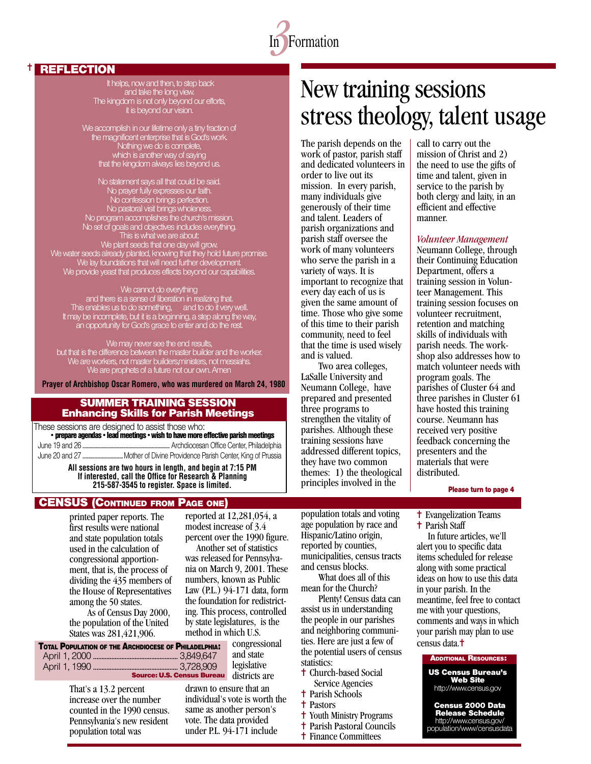# New training sessions stress theology, talent usage

The parish depends on the work of pastor, parish staff and dedicated volunteers in order to live out its mission. In every parish, many individuals give generously of their time and talent. Leaders of parish organizations and parish staff oversee the work of many volunteers who serve the parish in a variety of ways. It is important to recognize that every day each of us is given the same amount of time. Those who give some of this time to their parish community, need to feel that the time is used wisely and is valued.

Two area colleges, LaSalle University and Neumann College, have prepared and presented three programs to strengthen the vitality of parishes. Although these training sessions have addressed different topics, they have two common themes: 1) the theological principles involved in the call to carry out the mission of Christ and 2) the need to use the gifts of time and talent, given in service to the parish by both clergy and laity, in an efficient and effective manner.

*Volunteer Management*

Neumann College, through their Continuing Education Department, offers a training session in Volunteer Management. This training session focuses on volunteer recruitment, retention and matching skills of individuals with parish needs. The workshop also addresses how to match volunteer needs with program goals. The parishes of Cluster 64 and three parishes in Cluster 61 have hosted this training course. Neumann has received very positive feedback concerning the presenters and the materials that were distributed.

**Please turn to page 4**

## † REFLECTION

It helps, now and then, to step back
and take the long view.
The kingdom is not only beyond our efforts,
it is beyond our vision.

We accomplish in our lifetime only a tiny fraction of
the magnificent enterprise that is God's work.
Nothing we do is complete,
which is another way of saying
that the kingdom always lies beyond us.

No statement says all that could be said.
No prayer fully expresses our faith.
No confession brings perfection.
No pastoral visit brings wholeness.
No program accomplishes the church's mission.
No set of goals and objectives includes everything.
This is what we are about:
We plant seeds that one day will grow.
We water seeds already planted, knowing that they hold future promise.
We lay foundations that will need further development.
We provide yeast that produces effects beyond our capabilities.

We cannot do everything
and there is a sense of liberation in realizing that.
This enables us to do something, and to do it very well.
It may be incomplete, but it is a beginning, a step along the way,
an opportunity for God's grace to enter and do the rest.

We may never see the end results,
but that is the difference between the master builder and the worker.
We are workers, not master builders,ministers, not messiahs.
We are prophets of a future not our own. Amen

**Prayer of Archbishop Oscar Romero, who was murdered on March 24, 1980**

## SUMMER TRAINING SESSION
### Enhancing Skills for Parish Meetings

These sessions are designed to assist those who:

**• prepare agendas • lead meetings • wish to have more effective parish meetings**

June 19 and 26 ........ Archdiocesan Office Center, Philadelphia
June 20 and 27 ........ Mother of Divine Providence Parish Center, King of Prussia

**All sessions are two hours in length, and begin at 7:15 PM**
**If interested, call the Office for Research & Planning 215-587-3545 to register. Space is limited.**

## CENSUS (Continued from Page one)

printed paper reports. The first results were national and state population totals used in the calculation of congressional apportionment, that is, the process of dividing the 435 members of the House of Representatives among the 50 states.

As of Census Day 2000, the population of the United States was 281,421,906.

| Total Population of the Archdiocese of Philadelphia: | |
|---|---|
| April 1, 2000 | 3,849,647 |
| April 1, 1990 | 3,728,909 |

**Source: U.S. Census Bureau**

That's a 13.2 percent increase over the number counted in the 1990 census. Pennsylvania's new resident population total was reported at 12,281,054, a modest increase of 3.4 percent over the 1990 figure.

Another set of statistics was released for Pennsylvania on March 9, 2001. These numbers, known as Public Law (P.L.) 94-171 data, form the foundation for redistricting. This process, controlled by state legislatures, is the method in which U.S. congressional and state legislative districts are drawn to ensure that an individual's vote is worth the same as another person's vote. The data provided under P.L. 94-171 include population totals and voting age population by race and Hispanic/Latino origin, reported by counties, municipalities, census tracts and census blocks.

What does all of this mean for the Church?

Plenty! Census data can assist us in understanding the people in our parishes and neighboring communities. Here are just a few of the potential users of census statistics:

- † Church-based Social Service Agencies
- † Parish Schools
- † Pastors
- † Youth Ministry Programs
- † Parish Pastoral Councils
- † Finance Committees
- † Evangelization Teams
- † Parish Staff

In future articles, we'll alert you to specific data items scheduled for release along with some practical ideas on how to use this data in your parish. In the meantime, feel free to contact me with your questions, comments and ways in which your parish may plan to use census data.†

**Additional Resources:**

**US Census Bureau's Web Site**
http://www.census.gov

**Census 2000 Data Release Schedule**
http://www.census.gov/population/www/censusdata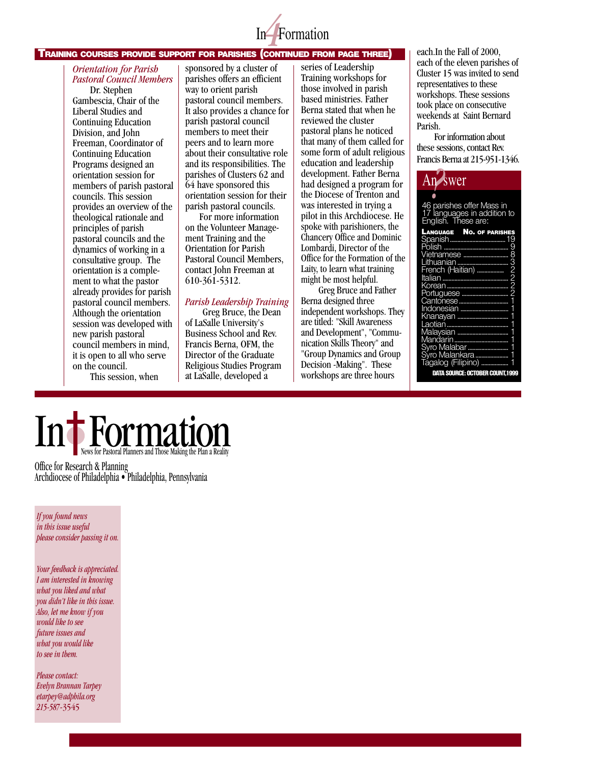## TRAINING COURSES PROVIDE SUPPORT FOR PARISHES (CONTINUED FROM PAGE THREE)

### *Orientation for Parish Pastoral Council Members*

Dr. Stephen Gambescia, Chair of the Liberal Studies and Continuing Education Division, and John Freeman, Coordinator of Continuing Education Programs designed an orientation session for members of parish pastoral councils. This session provides an overview of the theological rationale and principles of parish pastoral councils and the dynamics of working in a consultative group. The orientation is a complement to what the pastor already provides for parish pastoral council members. Although the orientation session was developed with new parish pastoral council members in mind, it is open to all who serve on the council.

This session, when sponsored by a cluster of parishes offers an efficient way to orient parish pastoral council members. It also provides a chance for parish pastoral council members to meet their peers and to learn more about their consultative role and its responsibilities. The parishes of Clusters 62 and 64 have sponsored this orientation session for their parish pastoral councils.

For more information on the Volunteer Management Training and the Orientation for Parish Pastoral Council Members, contact John Freeman at 610-361-5312.

### *Parish Leadership Training*

Greg Bruce, the Dean of LaSalle University's Business School and Rev. Francis Berna, OFM, the Director of the Graduate Religious Studies Program at LaSalle, developed a series of Leadership Training workshops for those involved in parish based ministries. Father Berna stated that when he reviewed the cluster pastoral plans he noticed that many of them called for some form of adult religious education and leadership development. Father Berna had designed a program for the Diocese of Trenton and was interested in trying a pilot in this Archdiocese. He spoke with parishioners, the Chancery Office and Dominic Lombardi, Director of the Office for the Formation of the Laity, to learn what training might be most helpful.

Greg Bruce and Father Berna designed three independent workshops. They are titled: "Skill Awareness and Development", "Communication Skills Theory" and "Group Dynamics and Group Decision -Making". These workshops are three hours each. In the Fall of 2000, each of the eleven parishes of Cluster 15 was invited to send representatives to these workshops. These sessions took place on consecutive weekends at Saint Bernard Parish.

For information about these sessions, contact Rev. Francis Berna at 215-951-1346.

## Answer

46 parishes offer Mass in 17 languages in addition to English. These are:

| Language | No. of parishes |
|---|---|
| Spanish | 19 |
| Polish | 9 |
| Vietnamese | 8 |
| Lithuanian | 3 |
| French (Haitian) | 2 |
| Italian | 2 |
| Korean | 2 |
| Portuguese | 2 |
| Cantonese | 1 |
| Indonesian | 1 |
| Knanayan | 1 |
| Laotian | 1 |
| Malaysian | 1 |
| Mandarin | 1 |
| Syro Malabar | 1 |
| Syro Malankara | 1 |
| Tagalog (Filipino) | 1 |

DATA SOURCE: OCTOBER COUNT, 1999

# In Formation

News for Pastoral Planners and Those Making the Plan a Reality

Office for Research & Planning
Archdiocese of Philadelphia • Philadelphia, Pennsylvania

*If you found news in this issue useful please consider passing it on.*

*Your feedback is appreciated. I am interested in knowing what you liked and what you didn't like in this issue. Also, let me know if you would like to see future issues and what you would like to see in them.*

*Please contact:*
*Evelyn Brannan Tarpey*
*etarpey@adphila.org*
*215-587-3545*